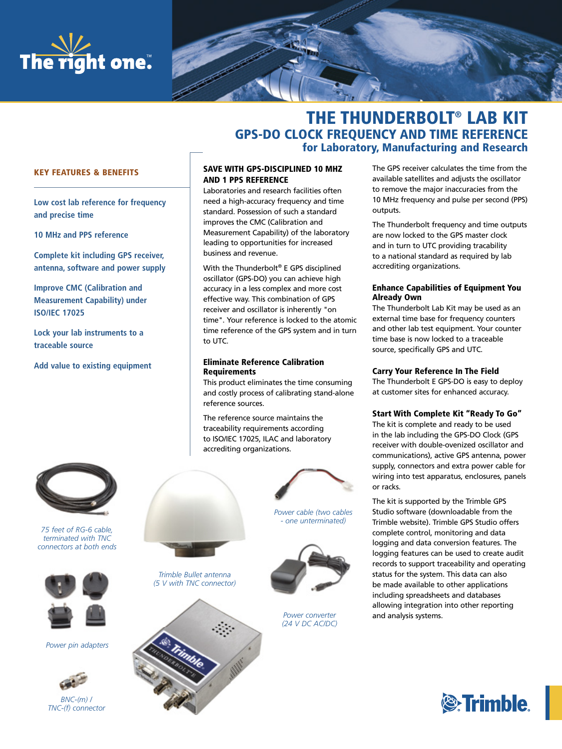The right one.™

# THE THUNDERBOLT® LAB KIT

## GPS-DO CLOCK FREQUENCY AND TIME REFERENCE

### for Laboratory, Manufacturing and Research

**KEY FEATURES & BENEFITS**

- Low cost lab reference for frequency and precise time
- 10 MHz and PPS reference
- Complete kit including GPS receiver, antenna, software and power supply
- Improve CMC (Calibration and Measurement Capability) under ISO/IEC 17025
- Lock your lab instruments to a traceable source
- Add value to existing equipment

### SAVE WITH GPS-DISCIPLINED 10 MHZ AND 1 PPS REFERENCE

Laboratories and research facilities often need a high-accuracy frequency and time standard. Possession of such a standard improves the CMC (Calibration and Measurement Capability) of the laboratory leading to opportunities for increased business and revenue.

With the Thunderbolt® E GPS disciplined oscillator (GPS-DO) you can achieve high accuracy in a less complex and more cost effective way. This combination of GPS receiver and oscillator is inherently "on time". Your reference is locked to the atomic time reference of the GPS system and in turn to UTC.

### Eliminate Reference Calibration Requirements

This product eliminates the time consuming and costly process of calibrating stand-alone reference sources.

The reference source maintains the traceability requirements according to ISO/IEC 17025, ILAC and laboratory accrediting organizations.

The GPS receiver calculates the time from the available satellites and adjusts the oscillator to remove the major inaccuracies from the 10 MHz frequency and pulse per second (PPS) outputs.

The Thunderbolt frequency and time outputs are now locked to the GPS master clock and in turn to UTC providing tracability to a national standard as required by lab accrediting organizations.

### Enhance Capabilities of Equipment You Already Own

The Thunderbolt Lab Kit may be used as an external time base for frequency counters and other lab test equipment. Your counter time base is now locked to a traceable source, specifically GPS and UTC.

### Carry Your Reference In The Field

The Thunderbolt E GPS-DO is easy to deploy at customer sites for enhanced accuracy.

### Start With Complete Kit "Ready To Go"

The kit is complete and ready to be used in the lab including the GPS-DO Clock (GPS receiver with double-ovenized oscillator and communications), active GPS antenna, power supply, connectors and extra power cable for wiring into test apparatus, enclosures, panels or racks.

The kit is supported by the Trimble GPS Studio software (downloadable from the Trimble website). Trimble GPS Studio offers complete control, monitoring and data logging and data conversion features. The logging features can be used to create audit records to support traceability and operating status for the system. This data can also be made available to other applications including spreadsheets and databases allowing integration into other reporting and analysis systems.

*75 feet of RG-6 cable, terminated with TNC connectors at both ends*

*Trimble Bullet antenna (5 V with TNC connector)*

*Power cable (two cables - one unterminated)*

*Power pin adapters*

*Power converter (24 V DC AC/DC)*

*BNC-(m) / TNC-(f) connector*

Trimble.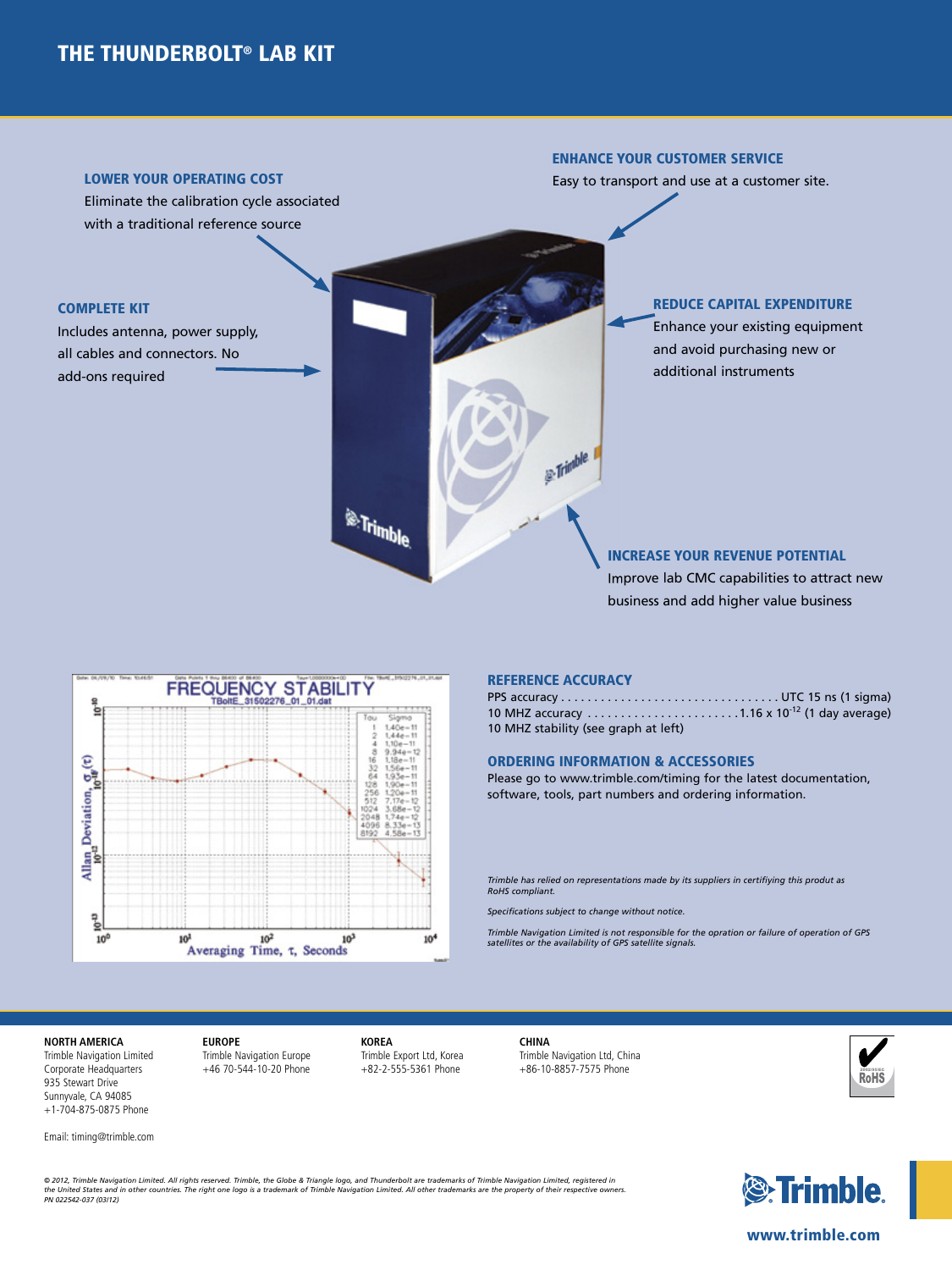# THE THUNDERBOLT® LAB KIT

### LOWER YOUR OPERATING COST

Eliminate the calibration cycle associated with a traditional reference source

### ENHANCE YOUR CUSTOMER SERVICE

Easy to transport and use at a customer site.

### COMPLETE KIT

Includes antenna, power supply, all cables and connectors. No add-ons required

### REDUCE CAPITAL EXPENDITURE

Enhance your existing equipment and avoid purchasing new or additional instruments

### INCREASE YOUR REVENUE POTENTIAL

Improve lab CMC capabilities to attract new business and add higher value business

FREQUENCY STABILITY
TBoltE_31502276_01_01.dat

Allan Deviation, $\sigma_y(\tau)$

Averaging Time, $\tau$, Seconds

Tau Sigma
1 1.40e−11
2 1.44e−11
4 1.10e−11
8 9.94e−12
16 1.18e−11
32 1.56e−11
64 1.93e−11
128 1.90e−11
256 1.20e−11
512 7.17e−12
1024 3.68e−12
2048 1.74e−12
4096 8.33e−13
8192 4.58e−13

### REFERENCE ACCURACY

PPS accuracy . . . . . . . . . . . . . . . . . . . . . . . . . . . . . . . . UTC 15 ns (1 sigma)
10 MHZ accuracy . . . . . . . . . . . . . . . . . . . . . . $1.16 \times 10^{-12}$ (1 day average)
10 MHZ stability (see graph at left)

### ORDERING INFORMATION & ACCESSORIES

Please go to www.trimble.com/timing for the latest documentation, software, tools, part numbers and ordering information.

*Trimble has relied on representations made by its suppliers in certifying this produt as RoHS compliant.*

*Specifications subject to change without notice.*

*Trimble Navigation Limited is not responsible for the opration or failure of operation of GPS satellites or the availability of GPS satellite signals.*

**NORTH AMERICA**
Trimble Navigation Limited
Corporate Headquarters
935 Stewart Drive
Sunnyvale, CA 94085
+1-704-875-0875 Phone

**EUROPE**
Trimble Navigation Europe
+46 70-544-10-20 Phone

**KOREA**
Trimble Export Ltd, Korea
+82-2-555-5361 Phone

**CHINA**
Trimble Navigation Ltd, China
+86-10-8857-7575 Phone

Email: timing@trimble.com

*© 2012, Trimble Navigation Limited. All rights reserved. Trimble, the Globe & Triangle logo, and Thunderbolt are trademarks of Trimble Navigation Limited, registered in the United States and in other countries. The right one logo is a trademark of Trimble Navigation Limited. All other trademarks are the property of their respective owners. PN 022542-037 (03/12)*

www.trimble.com